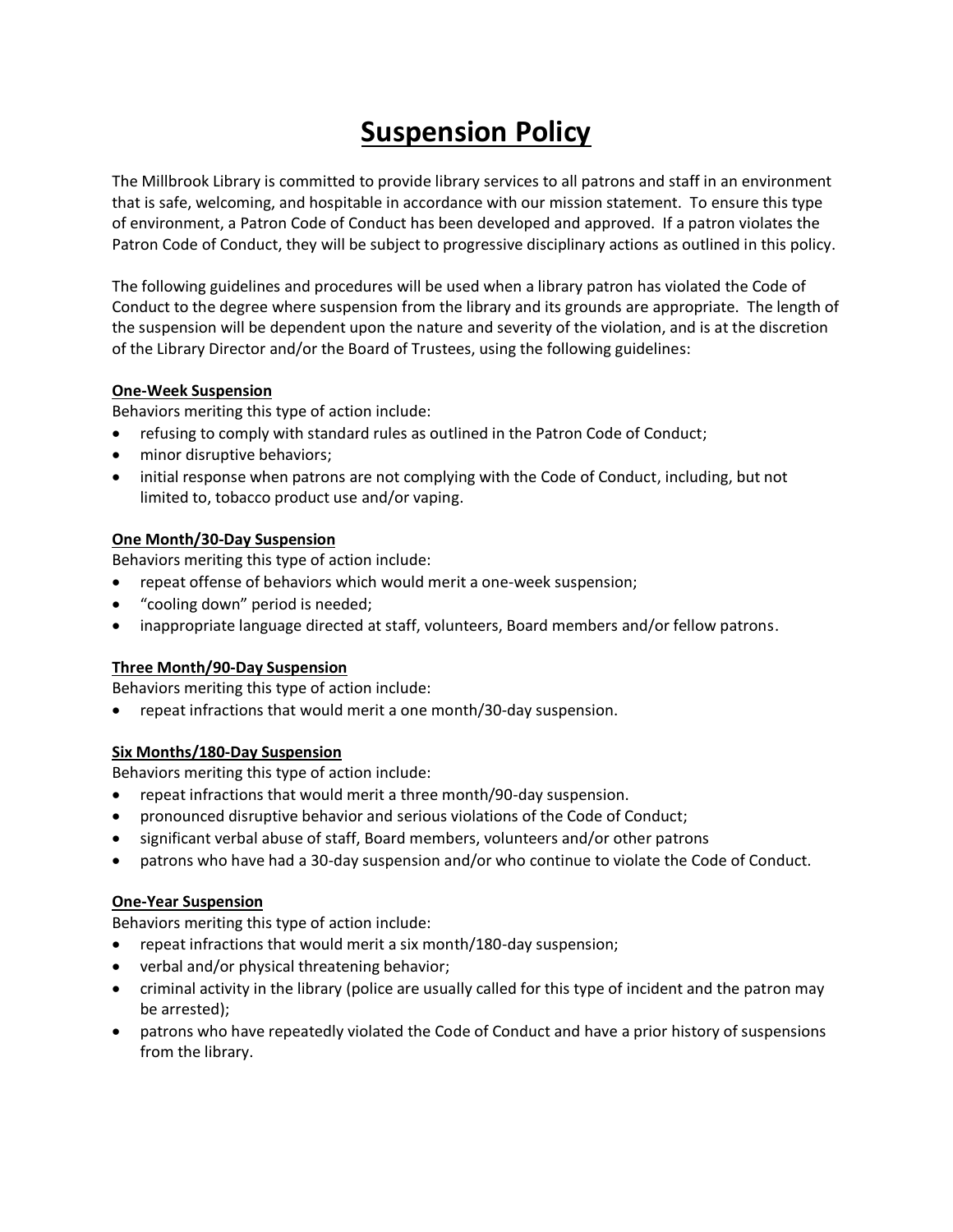# Suspension Policy

The Millbrook Library is committed to provide library services to all patrons and staff in an environment that is safe, welcoming, and hospitable in accordance with our mission statement. To ensure this type of environment, a Patron Code of Conduct has been developed and approved. If a patron violates the Patron Code of Conduct, they will be subject to progressive disciplinary actions as outlined in this policy.

The following guidelines and procedures will be used when a library patron has violated the Code of Conduct to the degree where suspension from the library and its grounds are appropriate. The length of the suspension will be dependent upon the nature and severity of the violation, and is at the discretion of the Library Director and/or the Board of Trustees, using the following guidelines:

**One-Week Suspension**

Behaviors meriting this type of action include:

- refusing to comply with standard rules as outlined in the Patron Code of Conduct;
- minor disruptive behaviors;
- initial response when patrons are not complying with the Code of Conduct, including, but not limited to, tobacco product use and/or vaping.

**One Month/30-Day Suspension**

Behaviors meriting this type of action include:

- repeat offense of behaviors which would merit a one-week suspension;
- "cooling down" period is needed;
- inappropriate language directed at staff, volunteers, Board members and/or fellow patrons.

**Three Month/90-Day Suspension**

Behaviors meriting this type of action include:

- repeat infractions that would merit a one month/30-day suspension.

**Six Months/180-Day Suspension**

Behaviors meriting this type of action include:

- repeat infractions that would merit a three month/90-day suspension.
- pronounced disruptive behavior and serious violations of the Code of Conduct;
- significant verbal abuse of staff, Board members, volunteers and/or other patrons
- patrons who have had a 30-day suspension and/or who continue to violate the Code of Conduct.

**One-Year Suspension**

Behaviors meriting this type of action include:

- repeat infractions that would merit a six month/180-day suspension;
- verbal and/or physical threatening behavior;
- criminal activity in the library (police are usually called for this type of incident and the patron may be arrested);
- patrons who have repeatedly violated the Code of Conduct and have a prior history of suspensions from the library.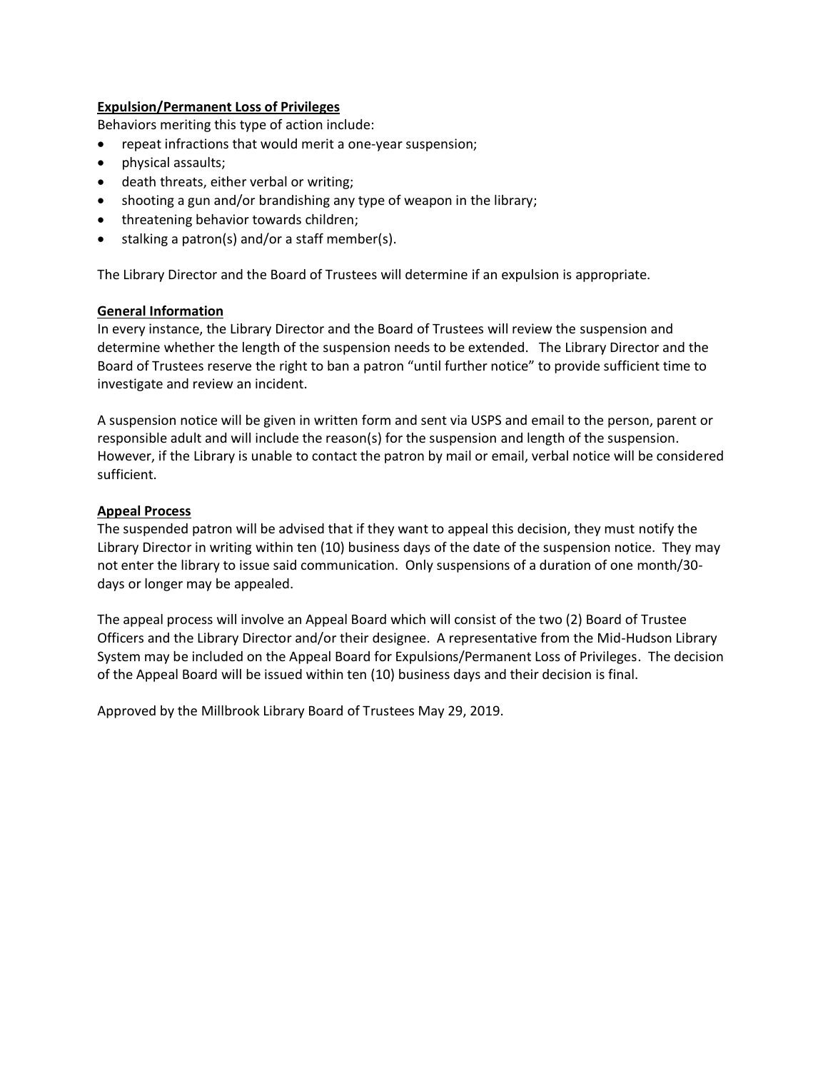**Expulsion/Permanent Loss of Privileges**

Behaviors meriting this type of action include:

- repeat infractions that would merit a one-year suspension;
- physical assaults;
- death threats, either verbal or writing;
- shooting a gun and/or brandishing any type of weapon in the library;
- threatening behavior towards children;
- stalking a patron(s) and/or a staff member(s).

The Library Director and the Board of Trustees will determine if an expulsion is appropriate.

**General Information**

In every instance, the Library Director and the Board of Trustees will review the suspension and determine whether the length of the suspension needs to be extended. The Library Director and the Board of Trustees reserve the right to ban a patron "until further notice" to provide sufficient time to investigate and review an incident.

A suspension notice will be given in written form and sent via USPS and email to the person, parent or responsible adult and will include the reason(s) for the suspension and length of the suspension. However, if the Library is unable to contact the patron by mail or email, verbal notice will be considered sufficient.

**Appeal Process**

The suspended patron will be advised that if they want to appeal this decision, they must notify the Library Director in writing within ten (10) business days of the date of the suspension notice. They may not enter the library to issue said communication. Only suspensions of a duration of one month/30-days or longer may be appealed.

The appeal process will involve an Appeal Board which will consist of the two (2) Board of Trustee Officers and the Library Director and/or their designee. A representative from the Mid-Hudson Library System may be included on the Appeal Board for Expulsions/Permanent Loss of Privileges. The decision of the Appeal Board will be issued within ten (10) business days and their decision is final.

Approved by the Millbrook Library Board of Trustees May 29, 2019.